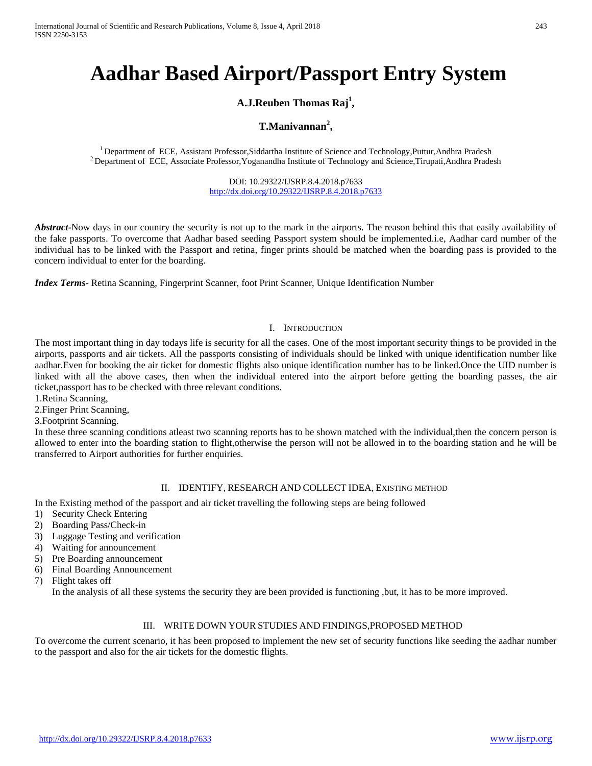# Aadhar Based Airport/Passport Entry System

**A.J.Reuben Thomas Raj[1],**

**T.Manivannan[2],**

[1] Department of ECE, Assistant Professor,Siddartha Institute of Science and Technology,Puttur,Andhra Pradesh
[2] Department of ECE, Associate Professor,Yoganandha Institute of Technology and Science,Tirupati,Andhra Pradesh

DOI: 10.29322/IJSRP.8.4.2018.p7633
http://dx.doi.org/10.29322/IJSRP.8.4.2018.p7633

***Abstract***-Now days in our country the security is not up to the mark in the airports. The reason behind this that easily availability of the fake passports. To overcome that Aadhar based seeding Passport system should be implemented.i.e, Aadhar card number of the individual has to be linked with the Passport and retina, finger prints should be matched when the boarding pass is provided to the concern individual to enter for the boarding.

***Index Terms***- Retina Scanning, Fingerprint Scanner, foot Print Scanner, Unique Identification Number

## I. Introduction

The most important thing in day todays life is security for all the cases. One of the most important security things to be provided in the airports, passports and air tickets. All the passports consisting of individuals should be linked with unique identification number like aadhar.Even for booking the air ticket for domestic flights also unique identification number has to be linked.Once the UID number is linked with all the above cases, then when the individual entered into the airport before getting the boarding passes, the air ticket,passport has to be checked with three relevant conditions.

1.Retina Scanning,
2.Finger Print Scanning,
3.Footprint Scanning.

In these three scanning conditions atleast two scanning reports has to be shown matched with the individual,then the concern person is allowed to enter into the boarding station to flight,otherwise the person will not be allowed in to the boarding station and he will be transferred to Airport authorities for further enquiries.

## II. IDENTIFY, RESEARCH AND COLLECT IDEA, Existing method

In the Existing method of the passport and air ticket travelling the following steps are being followed

1) Security Check Entering
2) Boarding Pass/Check-in
3) Luggage Testing and verification
4) Waiting for announcement
5) Pre Boarding announcement
6) Final Boarding Announcement
7) Flight takes off

In the analysis of all these systems the security they are been provided is functioning ,but, it has to be more improved.

## III. WRITE DOWN YOUR STUDIES AND FINDINGS,PROPOSED METHOD

To overcome the current scenario, it has been proposed to implement the new set of security functions like seeding the aadhar number to the passport and also for the air tickets for the domestic flights.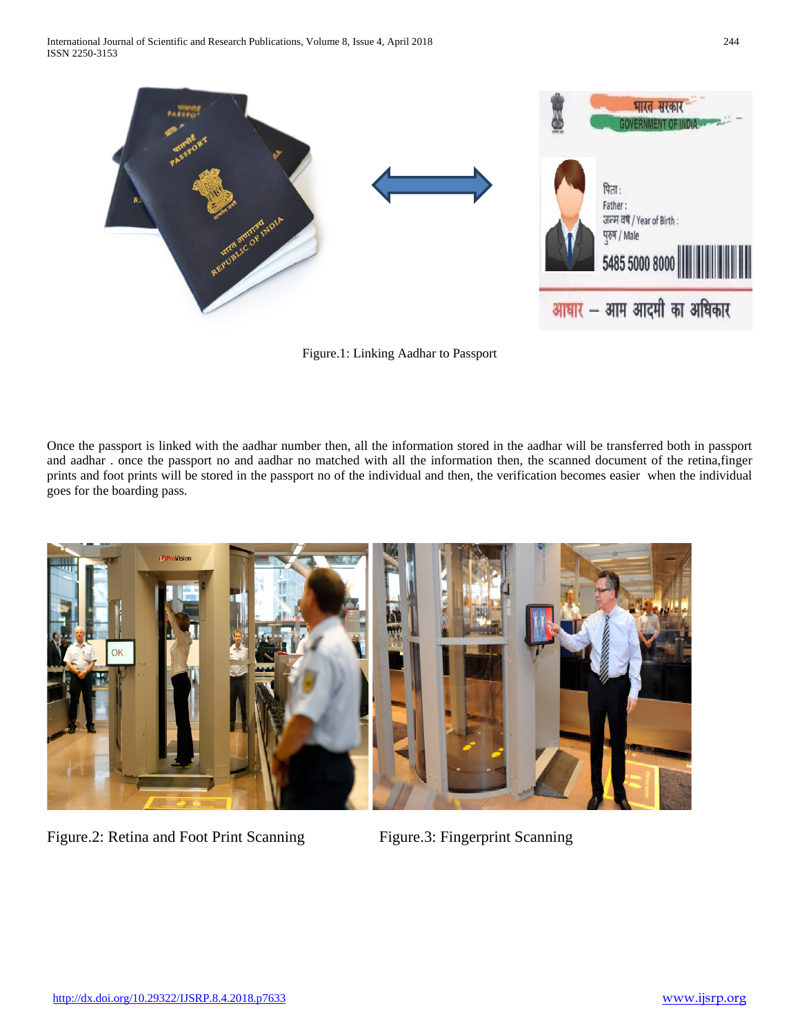Figure.1: Linking Aadhar to Passport

Once the passport is linked with the aadhar number then, all the information stored in the aadhar will be transferred both in passport and aadhar . once the passport no and aadhar no matched with all the information then, the scanned document of the retina,finger prints and foot prints will be stored in the passport no of the individual and then, the verification becomes easier when the individual goes for the boarding pass.

Figure.2: Retina and Foot Print Scanning

Figure.3: Fingerprint Scanning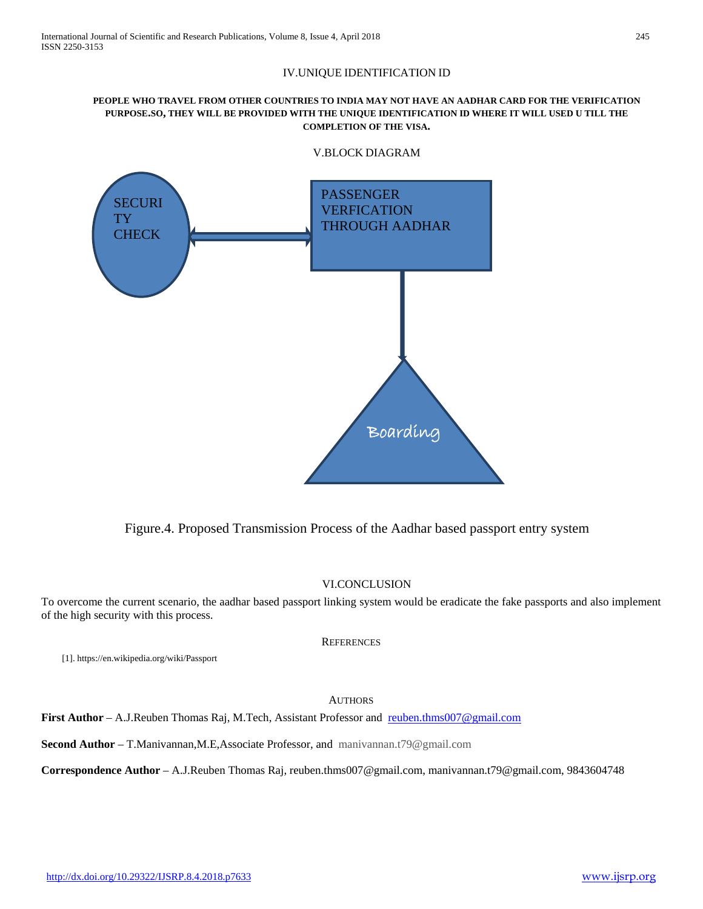## IV.UNIQUE IDENTIFICATION ID

**PEOPLE WHO TRAVEL FROM OTHER COUNTRIES TO INDIA MAY NOT HAVE AN AADHAR CARD FOR THE VERIFICATION PURPOSE.SO, THEY WILL BE PROVIDED WITH THE UNIQUE IDENTIFICATION ID WHERE IT WILL USED U TILL THE COMPLETION OF THE VISA.**

## V.BLOCK DIAGRAM

SECURITY CHECK

PASSENGER VERFICATION THROUGH AADHAR

Boarding

Figure.4. Proposed Transmission Process of the Aadhar based passport entry system

## VI.CONCLUSION

To overcome the current scenario, the aadhar based passport linking system would be eradicate the fake passports and also implement of the high security with this process.

## References

[1]. https://en.wikipedia.org/wiki/Passport

## Authors

**First Author** – A.J.Reuben Thomas Raj, M.Tech, Assistant Professor and reuben.thms007@gmail.com

**Second Author** – T.Manivannan,M.E,Associate Professor, and manivannan.t79@gmail.com

**Correspondence Author** – A.J.Reuben Thomas Raj, reuben.thms007@gmail.com, manivannan.t79@gmail.com, 9843604748